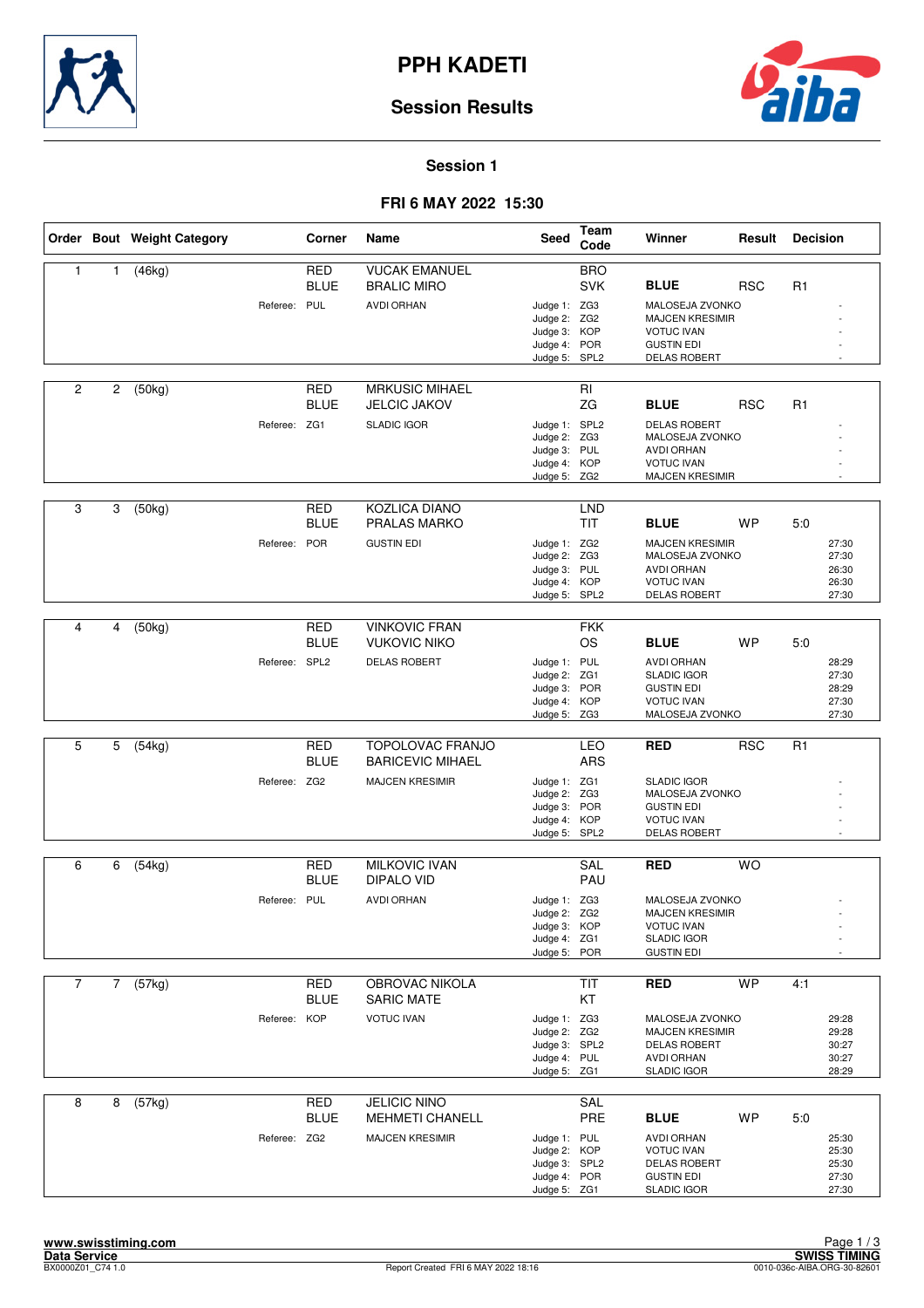# PPH KADETI

## Session Results

### Session 1

### FRI 6 MAY 2022 15:30

| Order | Bout | Weight Category | Corner | Name | Seed | Team Code | Winner | Result | Decision |
|---|---|---|---|---|---|---|---|---|---|
| 1 | 1 | (46kg) | RED | VUCAK EMANUEL | | BRO | | | |
| | | | BLUE | BRALIC MIRO | | SVK | **BLUE** | RSC | R1 |
| | | Referee: | PUL | AVDI ORHAN | Judge 1: | ZG3 | MALOSEJA ZVONKO | | - |
| | | | | | Judge 2: | ZG2 | MAJCEN KRESIMIR | | - |
| | | | | | Judge 3: | KOP | VOTUC IVAN | | - |
| | | | | | Judge 4: | POR | GUSTIN EDI | | - |
| | | | | | Judge 5: | SPL2 | DELAS ROBERT | | - |
| 2 | 2 | (50kg) | RED | MRKUSIC MIHAEL | | RI | | | |
| | | | BLUE | JELCIC JAKOV | | ZG | **BLUE** | RSC | R1 |
| | | Referee: | ZG1 | SLADIC IGOR | Judge 1: | SPL2 | DELAS ROBERT | | - |
| | | | | | Judge 2: | ZG3 | MALOSEJA ZVONKO | | - |
| | | | | | Judge 3: | PUL | AVDI ORHAN | | - |
| | | | | | Judge 4: | KOP | VOTUC IVAN | | - |
| | | | | | Judge 5: | ZG2 | MAJCEN KRESIMIR | | - |
| 3 | 3 | (50kg) | RED | KOZLICA DIANO | | LND | | | |
| | | | BLUE | PRALAS MARKO | | TIT | **BLUE** | WP | 5:0 |
| | | Referee: | POR | GUSTIN EDI | Judge 1: | ZG2 | MAJCEN KRESIMIR | | 27:30 |
| | | | | | Judge 2: | ZG3 | MALOSEJA ZVONKO | | 27:30 |
| | | | | | Judge 3: | PUL | AVDI ORHAN | | 26:30 |
| | | | | | Judge 4: | KOP | VOTUC IVAN | | 26:30 |
| | | | | | Judge 5: | SPL2 | DELAS ROBERT | | 27:30 |
| 4 | 4 | (50kg) | RED | VINKOVIC FRAN | | FKK | | | |
| | | | BLUE | VUKOVIC NIKO | | OS | **BLUE** | WP | 5:0 |
| | | Referee: | SPL2 | DELAS ROBERT | Judge 1: | PUL | AVDI ORHAN | | 28:29 |
| | | | | | Judge 2: | ZG1 | SLADIC IGOR | | 27:30 |
| | | | | | Judge 3: | POR | GUSTIN EDI | | 28:29 |
| | | | | | Judge 4: | KOP | VOTUC IVAN | | 27:30 |
| | | | | | Judge 5: | ZG3 | MALOSEJA ZVONKO | | 27:30 |
| 5 | 5 | (54kg) | RED | TOPOLOVAC FRANJO | | LEO | **RED** | RSC | R1 |
| | | | BLUE | BARICEVIC MIHAEL | | ARS | | | |
| | | Referee: | ZG2 | MAJCEN KRESIMIR | Judge 1: | ZG1 | SLADIC IGOR | | - |
| | | | | | Judge 2: | ZG3 | MALOSEJA ZVONKO | | - |
| | | | | | Judge 3: | POR | GUSTIN EDI | | - |
| | | | | | Judge 4: | KOP | VOTUC IVAN | | - |
| | | | | | Judge 5: | SPL2 | DELAS ROBERT | | - |
| 6 | 6 | (54kg) | RED | MILKOVIC IVAN | | SAL | **RED** | WO | |
| | | | BLUE | DIPALO VID | | PAU | | | |
| | | Referee: | PUL | AVDI ORHAN | Judge 1: | ZG3 | MALOSEJA ZVONKO | | - |
| | | | | | Judge 2: | ZG2 | MAJCEN KRESIMIR | | - |
| | | | | | Judge 3: | KOP | VOTUC IVAN | | - |
| | | | | | Judge 4: | ZG1 | SLADIC IGOR | | - |
| | | | | | Judge 5: | POR | GUSTIN EDI | | - |
| 7 | 7 | (57kg) | RED | OBROVAC NIKOLA | | TIT | **RED** | WP | 4:1 |
| | | | BLUE | SARIC MATE | | KT | | | |
| | | Referee: | KOP | VOTUC IVAN | Judge 1: | ZG3 | MALOSEJA ZVONKO | | 29:28 |
| | | | | | Judge 2: | ZG2 | MAJCEN KRESIMIR | | 29:28 |
| | | | | | Judge 3: | SPL2 | DELAS ROBERT | | 30:27 |
| | | | | | Judge 4: | PUL | AVDI ORHAN | | 30:27 |
| | | | | | Judge 5: | ZG1 | SLADIC IGOR | | 28:29 |
| 8 | 8 | (57kg) | RED | JELICIC NINO | | SAL | | | |
| | | | BLUE | MEHMETI CHANELL | | PRE | **BLUE** | WP | 5:0 |
| | | Referee: | ZG2 | MAJCEN KRESIMIR | Judge 1: | PUL | AVDI ORHAN | | 25:30 |
| | | | | | Judge 2: | KOP | VOTUC IVAN | | 25:30 |
| | | | | | Judge 3: | SPL2 | DELAS ROBERT | | 25:30 |
| | | | | | Judge 4: | POR | GUSTIN EDI | | 27:30 |
| | | | | | Judge 5: | ZG1 | SLADIC IGOR | | 27:30 |

www.swisstiming.com
Data Service
BX0000Z01_C74 1.0

Report Created FRI 6 MAY 2022 18:16

SWISS TIMING
0010-036c-AIBA.ORG-30-82601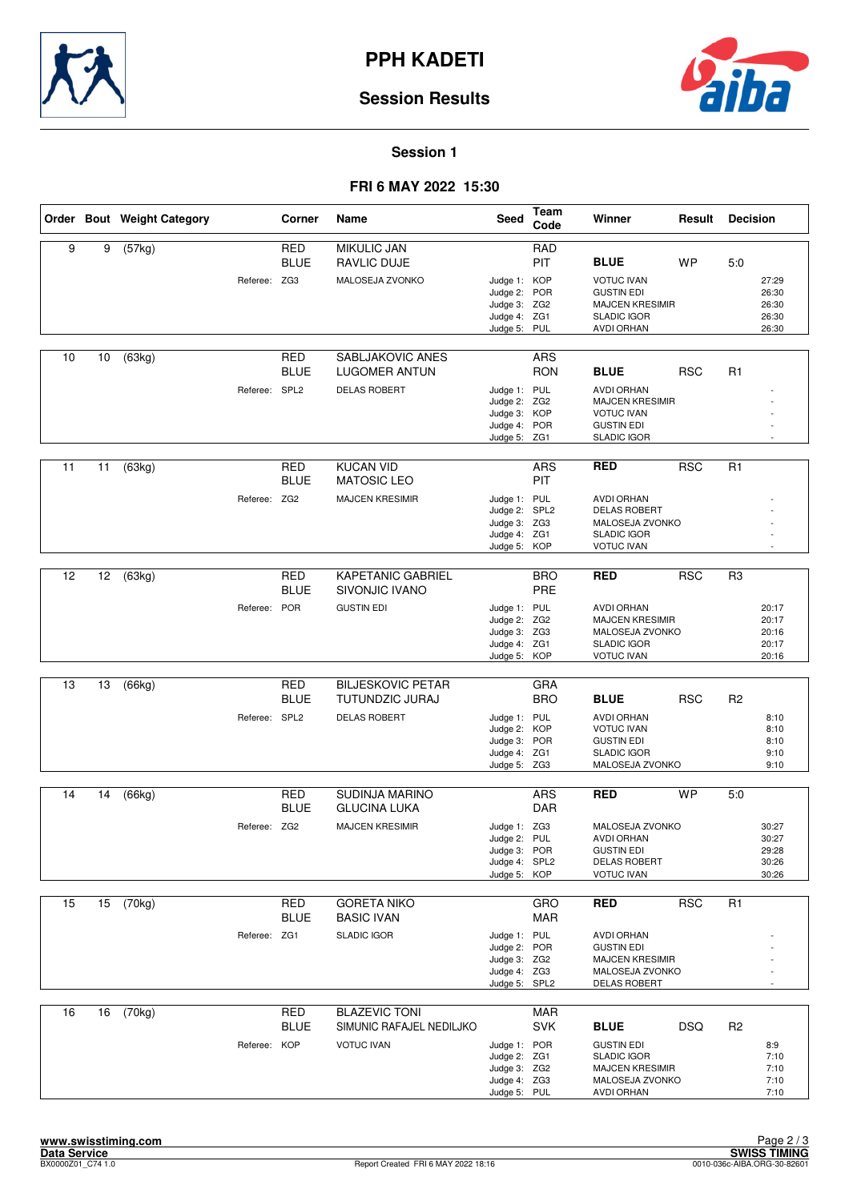# PPH KADETI

## Session Results

### Session 1

### FRI 6 MAY 2022 15:30

| Order | Bout | Weight Category | Corner | Name | Seed | Team Code | Winner | Result | Decision |
|---|---|---|---|---|---|---|---|---|---|
| 9 | 9 | (57kg) | RED | MIKULIC JAN | | RAD | | | |
| | | | BLUE | RAVLIC DUJE | | PIT | **BLUE** | WP | 5:0 |
| | | Referee: | ZG3 | MALOSEJA ZVONKO | Judge 1: | KOP | VOTUC IVAN | | 27:29 |
| | | | | | Judge 2: | POR | GUSTIN EDI | | 26:30 |
| | | | | | Judge 3: | ZG2 | MAJCEN KRESIMIR | | 26:30 |
| | | | | | Judge 4: | ZG1 | SLADIC IGOR | | 26:30 |
| | | | | | Judge 5: | PUL | AVDI ORHAN | | 26:30 |
| 10 | 10 | (63kg) | RED | SABLJAKOVIC ANES | | ARS | | | |
| | | | BLUE | LUGOMER ANTUN | | RON | **BLUE** | RSC | R1 |
| | | Referee: | SPL2 | DELAS ROBERT | Judge 1: | PUL | AVDI ORHAN | | - |
| | | | | | Judge 2: | ZG2 | MAJCEN KRESIMIR | | - |
| | | | | | Judge 3: | KOP | VOTUC IVAN | | - |
| | | | | | Judge 4: | POR | GUSTIN EDI | | - |
| | | | | | Judge 5: | ZG1 | SLADIC IGOR | | - |
| 11 | 11 | (63kg) | RED | KUCAN VID | | ARS | **RED** | RSC | R1 |
| | | | BLUE | MATOSIC LEO | | PIT | | | |
| | | Referee: | ZG2 | MAJCEN KRESIMIR | Judge 1: | PUL | AVDI ORHAN | | - |
| | | | | | Judge 2: | SPL2 | DELAS ROBERT | | - |
| | | | | | Judge 3: | ZG3 | MALOSEJA ZVONKO | | - |
| | | | | | Judge 4: | ZG1 | SLADIC IGOR | | - |
| | | | | | Judge 5: | KOP | VOTUC IVAN | | - |
| 12 | 12 | (63kg) | RED | KAPETANIC GABRIEL | | BRO | **RED** | RSC | R3 |
| | | | BLUE | SIVONJIC IVANO | | PRE | | | |
| | | Referee: | POR | GUSTIN EDI | Judge 1: | PUL | AVDI ORHAN | | 20:17 |
| | | | | | Judge 2: | ZG2 | MAJCEN KRESIMIR | | 20:17 |
| | | | | | Judge 3: | ZG3 | MALOSEJA ZVONKO | | 20:16 |
| | | | | | Judge 4: | ZG1 | SLADIC IGOR | | 20:17 |
| | | | | | Judge 5: | KOP | VOTUC IVAN | | 20:16 |
| 13 | 13 | (66kg) | RED | BILJESKOVIC PETAR | | GRA | | | |
| | | | BLUE | TUTUNDZIC JURAJ | | BRO | **BLUE** | RSC | R2 |
| | | Referee: | SPL2 | DELAS ROBERT | Judge 1: | PUL | AVDI ORHAN | | 8:10 |
| | | | | | Judge 2: | KOP | VOTUC IVAN | | 8:10 |
| | | | | | Judge 3: | POR | GUSTIN EDI | | 8:10 |
| | | | | | Judge 4: | ZG1 | SLADIC IGOR | | 9:10 |
| | | | | | Judge 5: | ZG3 | MALOSEJA ZVONKO | | 9:10 |
| 14 | 14 | (66kg) | RED | SUDINJA MARINO | | ARS | **RED** | WP | 5:0 |
| | | | BLUE | GLUCINA LUKA | | DAR | | | |
| | | Referee: | ZG2 | MAJCEN KRESIMIR | Judge 1: | ZG3 | MALOSEJA ZVONKO | | 30:27 |
| | | | | | Judge 2: | PUL | AVDI ORHAN | | 30:27 |
| | | | | | Judge 3: | POR | GUSTIN EDI | | 29:28 |
| | | | | | Judge 4: | SPL2 | DELAS ROBERT | | 30:26 |
| | | | | | Judge 5: | KOP | VOTUC IVAN | | 30:26 |
| 15 | 15 | (70kg) | RED | GORETA NIKO | | GRO | **RED** | RSC | R1 |
| | | | BLUE | BASIC IVAN | | MAR | | | |
| | | Referee: | ZG1 | SLADIC IGOR | Judge 1: | PUL | AVDI ORHAN | | - |
| | | | | | Judge 2: | POR | GUSTIN EDI | | - |
| | | | | | Judge 3: | ZG2 | MAJCEN KRESIMIR | | - |
| | | | | | Judge 4: | ZG3 | MALOSEJA ZVONKO | | - |
| | | | | | Judge 5: | SPL2 | DELAS ROBERT | | - |
| 16 | 16 | (70kg) | RED | BLAZEVIC TONI | | MAR | | | |
| | | | BLUE | SIMUNIC RAFAJEL NEDILJKO | | SVK | **BLUE** | DSQ | R2 |
| | | Referee: | KOP | VOTUC IVAN | Judge 1: | POR | GUSTIN EDI | | 8:9 |
| | | | | | Judge 2: | ZG1 | SLADIC IGOR | | 7:10 |
| | | | | | Judge 3: | ZG2 | MAJCEN KRESIMIR | | 7:10 |
| | | | | | Judge 4: | ZG3 | MALOSEJA ZVONKO | | 7:10 |
| | | | | | Judge 5: | PUL | AVDI ORHAN | | 7:10 |

www.swisstiming.com
Data Service
BX0000Z01_C74 1.0

Report Created FRI 6 MAY 2022 18:16

SWISS TIMING
0010-036c-AIBA.ORG-30-82601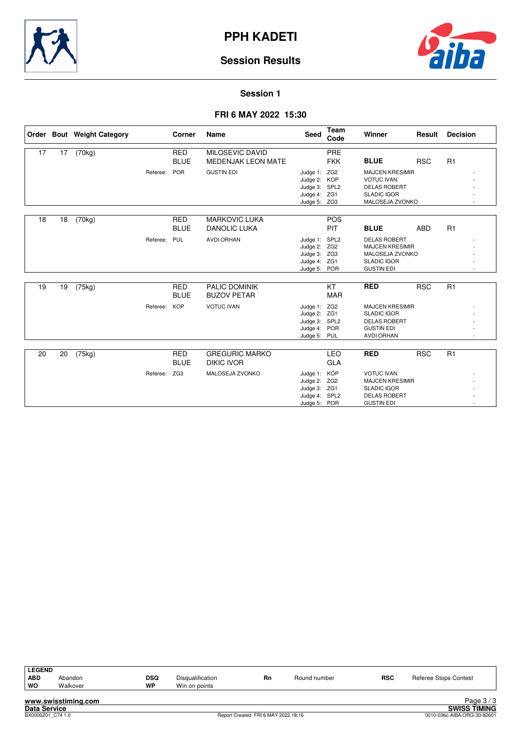# PPH KADETI

## Session Results

### Session 1

### FRI 6 MAY 2022 15:30

| Order | Bout | Weight Category | Corner | Name | Seed | Team Code | Winner | Result | Decision |
|---|---|---|---|---|---|---|---|---|---|
| 17 | 17 | (70kg) | RED | MILOSEVIC DAVID | | PRE | | | |
| | | | BLUE | MEDENJAK LEON MATE | | FKK | **BLUE** | RSC | R1 |
| | | Referee: | POR | GUSTIN EDI | Judge 1: | ZG2 | MAJCEN KRESIMIR | | - |
| | | | | | Judge 2: | KOP | VOTUC IVAN | | - |
| | | | | | Judge 3: | SPL2 | DELAS ROBERT | | - |
| | | | | | Judge 4: | ZG1 | SLADIC IGOR | | - |
| | | | | | Judge 5: | ZG3 | MALOSEJA ZVONKO | | - |
| 18 | 18 | (70kg) | RED | MARKOVIC LUKA | | POS | | | |
| | | | BLUE | DANOLIC LUKA | | PIT | **BLUE** | ABD | R1 |
| | | Referee: | PUL | AVDI ORHAN | Judge 1: | SPL2 | DELAS ROBERT | | - |
| | | | | | Judge 2: | ZG2 | MAJCEN KRESIMIR | | - |
| | | | | | Judge 3: | ZG3 | MALOSEJA ZVONKO | | - |
| | | | | | Judge 4: | ZG1 | SLADIC IGOR | | - |
| | | | | | Judge 5: | POR | GUSTIN EDI | | - |
| 19 | 19 | (75kg) | RED | PALIC DOMINIK | | KT | **RED** | RSC | R1 |
| | | | BLUE | BUZOV PETAR | | MAR | | | |
| | | Referee: | KOP | VOTUC IVAN | Judge 1: | ZG2 | MAJCEN KRESIMIR | | - |
| | | | | | Judge 2: | ZG1 | SLADIC IGOR | | - |
| | | | | | Judge 3: | SPL2 | DELAS ROBERT | | - |
| | | | | | Judge 4: | POR | GUSTIN EDI | | - |
| | | | | | Judge 5: | PUL | AVDI ORHAN | | - |
| 20 | 20 | (75kg) | RED | GREGURIC MARKO | | LEO | **RED** | RSC | R1 |
| | | | BLUE | DIKIC IVOR | | GLA | | | |
| | | Referee: | ZG3 | MALOSEJA ZVONKO | Judge 1: | KOP | VOTUC IVAN | | - |
| | | | | | Judge 2: | ZG2 | MAJCEN KRESIMIR | | - |
| | | | | | Judge 3: | ZG1 | SLADIC IGOR | | - |
| | | | | | Judge 4: | SPL2 | DELAS ROBERT | | - |
| | | | | | Judge 5: | POR | GUSTIN EDI | | - |

**LEGEND**

| | | | | | | | |
|---|---|---|---|---|---|---|---|
| **ABD** | Abandon | **DSQ** | Disqualification | **Rn** | Round number | **RSC** | Referee Stops Contest |
| **WO** | Walkover | **WP** | Win on points | | | | |

www.swisstiming.com
Data Service
BX0000Z01_C74 1.0
Report Created FRI 6 MAY 2022 18:16
SWISS TIMING
0010-036c-AIBA.ORG-30-82601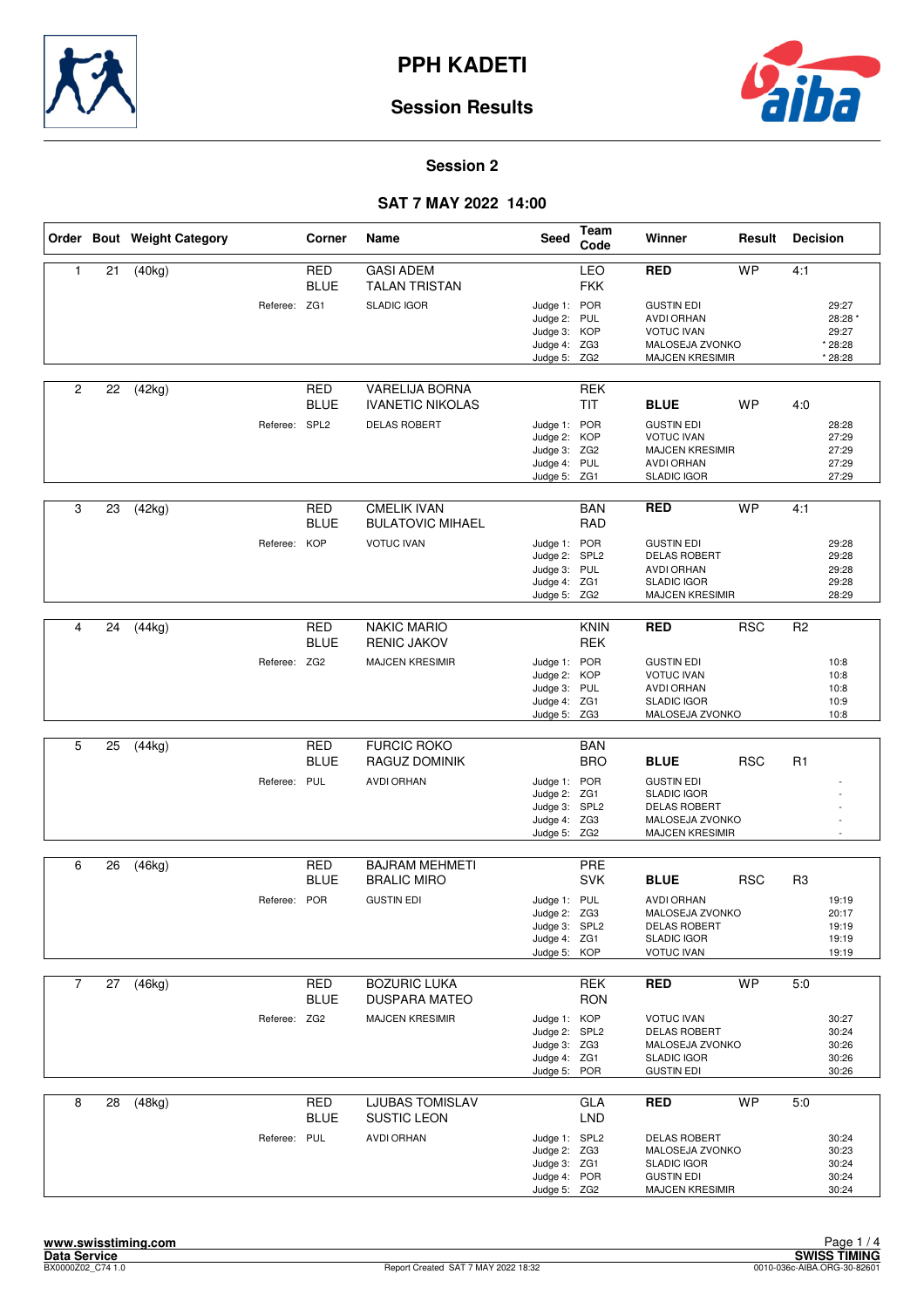# PPH KADETI

## Session Results

### Session 2

### SAT 7 MAY 2022 14:00

| Order | Bout | Weight Category | Corner | Name | Seed | Team Code | Winner | Result | Decision |
|---|---|---|---|---|---|---|---|---|---|
| 1 | 21 | (40kg) | RED | GASI ADEM | | LEO | RED | WP | 4:1 |
| | | | BLUE | TALAN TRISTAN | | FKK | | | |
| | | Referee: | ZG1 | SLADIC IGOR | Judge 1: | POR | GUSTIN EDI | | 29:27 |
| | | | | | Judge 2: | PUL | AVDI ORHAN | | 28:28 * |
| | | | | | Judge 3: | KOP | VOTUC IVAN | | 29:27 |
| | | | | | Judge 4: | ZG3 | MALOSEJA ZVONKO | | * 28:28 |
| | | | | | Judge 5: | ZG2 | MAJCEN KRESIMIR | | * 28:28 |
| 2 | 22 | (42kg) | RED | VARELIJA BORNA | | REK | | | |
| | | | BLUE | IVANETIC NIKOLAS | | TIT | BLUE | WP | 4:0 |
| | | Referee: | SPL2 | DELAS ROBERT | Judge 1: | POR | GUSTIN EDI | | 28:28 |
| | | | | | Judge 2: | KOP | VOTUC IVAN | | 27:29 |
| | | | | | Judge 3: | ZG2 | MAJCEN KRESIMIR | | 27:29 |
| | | | | | Judge 4: | PUL | AVDI ORHAN | | 27:29 |
| | | | | | Judge 5: | ZG1 | SLADIC IGOR | | 27:29 |
| 3 | 23 | (42kg) | RED | CMELIK IVAN | | BAN | RED | WP | 4:1 |
| | | | BLUE | BULATOVIC MIHAEL | | RAD | | | |
| | | Referee: | KOP | VOTUC IVAN | Judge 1: | POR | GUSTIN EDI | | 29:28 |
| | | | | | Judge 2: | SPL2 | DELAS ROBERT | | 29:28 |
| | | | | | Judge 3: | PUL | AVDI ORHAN | | 29:28 |
| | | | | | Judge 4: | ZG1 | SLADIC IGOR | | 29:28 |
| | | | | | Judge 5: | ZG2 | MAJCEN KRESIMIR | | 28:29 |
| 4 | 24 | (44kg) | RED | NAKIC MARIO | | KNIN | RED | RSC | R2 |
| | | | BLUE | RENIC JAKOV | | REK | | | |
| | | Referee: | ZG2 | MAJCEN KRESIMIR | Judge 1: | POR | GUSTIN EDI | | 10:8 |
| | | | | | Judge 2: | KOP | VOTUC IVAN | | 10:8 |
| | | | | | Judge 3: | PUL | AVDI ORHAN | | 10:8 |
| | | | | | Judge 4: | ZG1 | SLADIC IGOR | | 10:9 |
| | | | | | Judge 5: | ZG3 | MALOSEJA ZVONKO | | 10:8 |
| 5 | 25 | (44kg) | RED | FURCIC ROKO | | BAN | | | |
| | | | BLUE | RAGUZ DOMINIK | | BRO | BLUE | RSC | R1 |
| | | Referee: | PUL | AVDI ORHAN | Judge 1: | POR | GUSTIN EDI | | - |
| | | | | | Judge 2: | ZG1 | SLADIC IGOR | | - |
| | | | | | Judge 3: | SPL2 | DELAS ROBERT | | - |
| | | | | | Judge 4: | ZG3 | MALOSEJA ZVONKO | | - |
| | | | | | Judge 5: | ZG2 | MAJCEN KRESIMIR | | - |
| 6 | 26 | (46kg) | RED | BAJRAM MEHMETI | | PRE | | | |
| | | | BLUE | BRALIC MIRO | | SVK | BLUE | RSC | R3 |
| | | Referee: | POR | GUSTIN EDI | Judge 1: | PUL | AVDI ORHAN | | 19:19 |
| | | | | | Judge 2: | ZG3 | MALOSEJA ZVONKO | | 20:17 |
| | | | | | Judge 3: | SPL2 | DELAS ROBERT | | 19:19 |
| | | | | | Judge 4: | ZG1 | SLADIC IGOR | | 19:19 |
| | | | | | Judge 5: | KOP | VOTUC IVAN | | 19:19 |
| 7 | 27 | (46kg) | RED | BOZURIC LUKA | | REK | RED | WP | 5:0 |
| | | | BLUE | DUSPARA MATEO | | RON | | | |
| | | Referee: | ZG2 | MAJCEN KRESIMIR | Judge 1: | KOP | VOTUC IVAN | | 30:27 |
| | | | | | Judge 2: | SPL2 | DELAS ROBERT | | 30:24 |
| | | | | | Judge 3: | ZG3 | MALOSEJA ZVONKO | | 30:26 |
| | | | | | Judge 4: | ZG1 | SLADIC IGOR | | 30:26 |
| | | | | | Judge 5: | POR | GUSTIN EDI | | 30:26 |
| 8 | 28 | (48kg) | RED | LJUBAS TOMISLAV | | GLA | RED | WP | 5:0 |
| | | | BLUE | SUSTIC LEON | | LND | | | |
| | | Referee: | PUL | AVDI ORHAN | Judge 1: | SPL2 | DELAS ROBERT | | 30:24 |
| | | | | | Judge 2: | ZG3 | MALOSEJA ZVONKO | | 30:23 |
| | | | | | Judge 3: | ZG1 | SLADIC IGOR | | 30:24 |
| | | | | | Judge 4: | POR | GUSTIN EDI | | 30:24 |
| | | | | | Judge 5: | ZG2 | MAJCEN KRESIMIR | | 30:24 |

www.swisstiming.com
Data Service
BX0000Z02_C74 1.0
Report Created SAT 7 MAY 2022 18:32
SWISS TIMING
0010-036c-AIBA.ORG-30-82601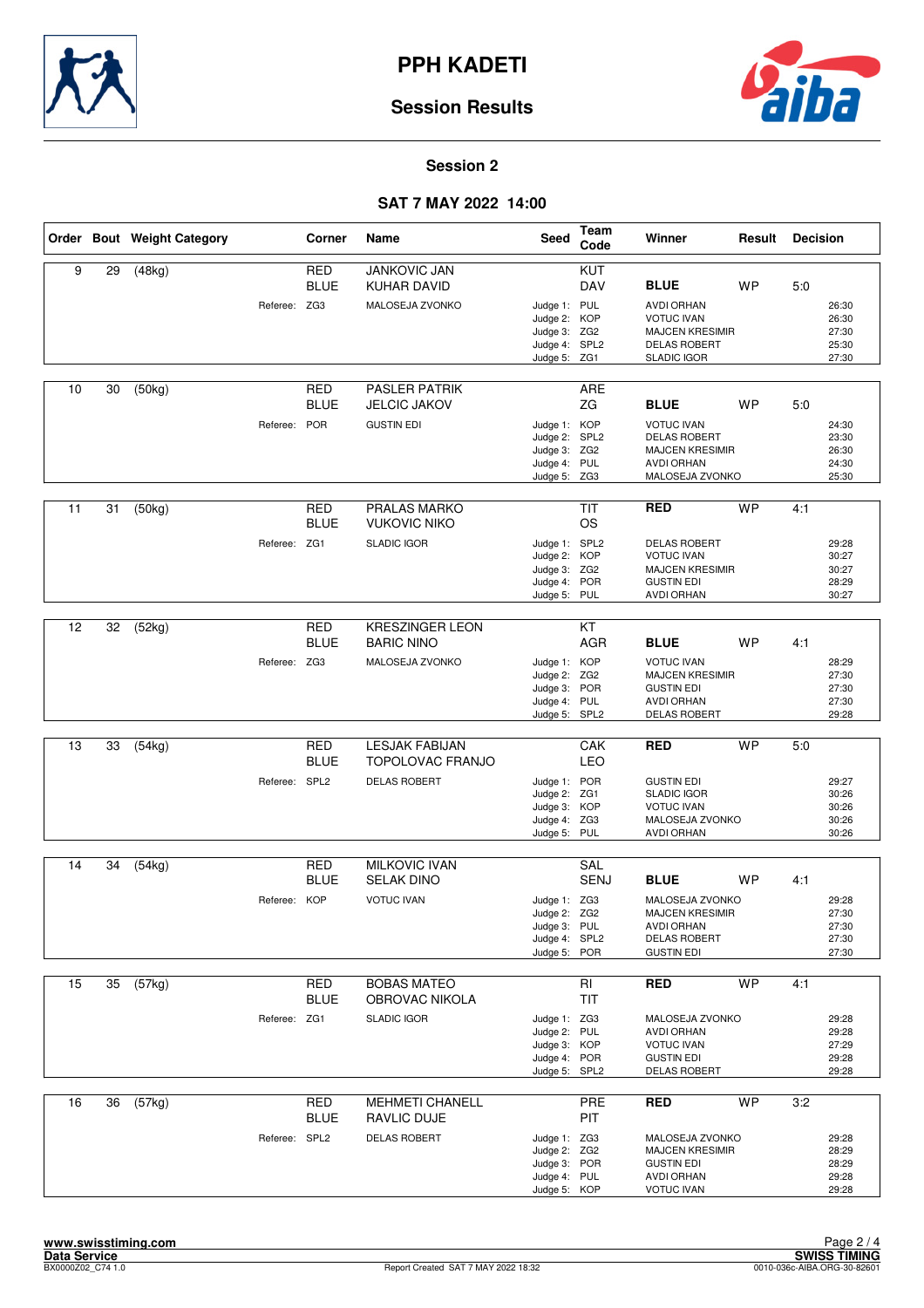# PPH KADETI

## Session Results

### Session 2

### SAT 7 MAY 2022 14:00

| Order | Bout | Weight Category | Corner | Name | Seed | Team Code | Winner | Result | Decision |
|---|---|---|---|---|---|---|---|---|---|
| 9 | 29 | (48kg) | RED | JANKOVIC JAN | | KUT | | | |
| | | | BLUE | KUHAR DAVID | | DAV | **BLUE** | WP | 5:0 |
| | | Referee: | ZG3 | MALOSEJA ZVONKO | Judge 1: | PUL | AVDI ORHAN | | 26:30 |
| | | | | | Judge 2: | KOP | VOTUC IVAN | | 26:30 |
| | | | | | Judge 3: | ZG2 | MAJCEN KRESIMIR | | 27:30 |
| | | | | | Judge 4: | SPL2 | DELAS ROBERT | | 25:30 |
| | | | | | Judge 5: | ZG1 | SLADIC IGOR | | 27:30 |
| 10 | 30 | (50kg) | RED | PASLER PATRIK | | ARE | | | |
| | | | BLUE | JELCIC JAKOV | | ZG | **BLUE** | WP | 5:0 |
| | | Referee: | POR | GUSTIN EDI | Judge 1: | KOP | VOTUC IVAN | | 24:30 |
| | | | | | Judge 2: | SPL2 | DELAS ROBERT | | 23:30 |
| | | | | | Judge 3: | ZG2 | MAJCEN KRESIMIR | | 26:30 |
| | | | | | Judge 4: | PUL | AVDI ORHAN | | 24:30 |
| | | | | | Judge 5: | ZG3 | MALOSEJA ZVONKO | | 25:30 |
| 11 | 31 | (50kg) | RED | PRALAS MARKO | | TIT | **RED** | WP | 4:1 |
| | | | BLUE | VUKOVIC NIKO | | OS | | | |
| | | Referee: | ZG1 | SLADIC IGOR | Judge 1: | SPL2 | DELAS ROBERT | | 29:28 |
| | | | | | Judge 2: | KOP | VOTUC IVAN | | 30:27 |
| | | | | | Judge 3: | ZG2 | MAJCEN KRESIMIR | | 30:27 |
| | | | | | Judge 4: | POR | GUSTIN EDI | | 28:29 |
| | | | | | Judge 5: | PUL | AVDI ORHAN | | 30:27 |
| 12 | 32 | (52kg) | RED | KRESZINGER LEON | | KT | | | |
| | | | BLUE | BARIC NINO | | AGR | **BLUE** | WP | 4:1 |
| | | Referee: | ZG3 | MALOSEJA ZVONKO | Judge 1: | KOP | VOTUC IVAN | | 28:29 |
| | | | | | Judge 2: | ZG2 | MAJCEN KRESIMIR | | 27:30 |
| | | | | | Judge 3: | POR | GUSTIN EDI | | 27:30 |
| | | | | | Judge 4: | PUL | AVDI ORHAN | | 27:30 |
| | | | | | Judge 5: | SPL2 | DELAS ROBERT | | 29:28 |
| 13 | 33 | (54kg) | RED | LESJAK FABIJAN | | CAK | **RED** | WP | 5:0 |
| | | | BLUE | TOPOLOVAC FRANJO | | LEO | | | |
| | | Referee: | SPL2 | DELAS ROBERT | Judge 1: | POR | GUSTIN EDI | | 29:27 |
| | | | | | Judge 2: | ZG1 | SLADIC IGOR | | 30:26 |
| | | | | | Judge 3: | KOP | VOTUC IVAN | | 30:26 |
| | | | | | Judge 4: | ZG3 | MALOSEJA ZVONKO | | 30:26 |
| | | | | | Judge 5: | PUL | AVDI ORHAN | | 30:26 |
| 14 | 34 | (54kg) | RED | MILKOVIC IVAN | | SAL | | | |
| | | | BLUE | SELAK DINO | | SENJ | **BLUE** | WP | 4:1 |
| | | Referee: | KOP | VOTUC IVAN | Judge 1: | ZG3 | MALOSEJA ZVONKO | | 29:28 |
| | | | | | Judge 2: | ZG2 | MAJCEN KRESIMIR | | 27:30 |
| | | | | | Judge 3: | PUL | AVDI ORHAN | | 27:30 |
| | | | | | Judge 4: | SPL2 | DELAS ROBERT | | 27:30 |
| | | | | | Judge 5: | POR | GUSTIN EDI | | 27:30 |
| 15 | 35 | (57kg) | RED | BOBAS MATEO | | RI | **RED** | WP | 4:1 |
| | | | BLUE | OBROVAC NIKOLA | | TIT | | | |
| | | Referee: | ZG1 | SLADIC IGOR | Judge 1: | ZG3 | MALOSEJA ZVONKO | | 29:28 |
| | | | | | Judge 2: | PUL | AVDI ORHAN | | 29:28 |
| | | | | | Judge 3: | KOP | VOTUC IVAN | | 27:29 |
| | | | | | Judge 4: | POR | GUSTIN EDI | | 29:28 |
| | | | | | Judge 5: | SPL2 | DELAS ROBERT | | 29:28 |
| 16 | 36 | (57kg) | RED | MEHMETI CHANELL | | PRE | **RED** | WP | 3:2 |
| | | | BLUE | RAVLIC DUJE | | PIT | | | |
| | | Referee: | SPL2 | DELAS ROBERT | Judge 1: | ZG3 | MALOSEJA ZVONKO | | 29:28 |
| | | | | | Judge 2: | ZG2 | MAJCEN KRESIMIR | | 28:29 |
| | | | | | Judge 3: | POR | GUSTIN EDI | | 28:29 |
| | | | | | Judge 4: | PUL | AVDI ORHAN | | 29:28 |
| | | | | | Judge 5: | KOP | VOTUC IVAN | | 29:28 |

www.swisstiming.com
Data Service
BX0000Z02_C74 1.0
Report Created SAT 7 MAY 2022 18:32
SWISS TIMING
0010-036c-AIBA.ORG-30-82601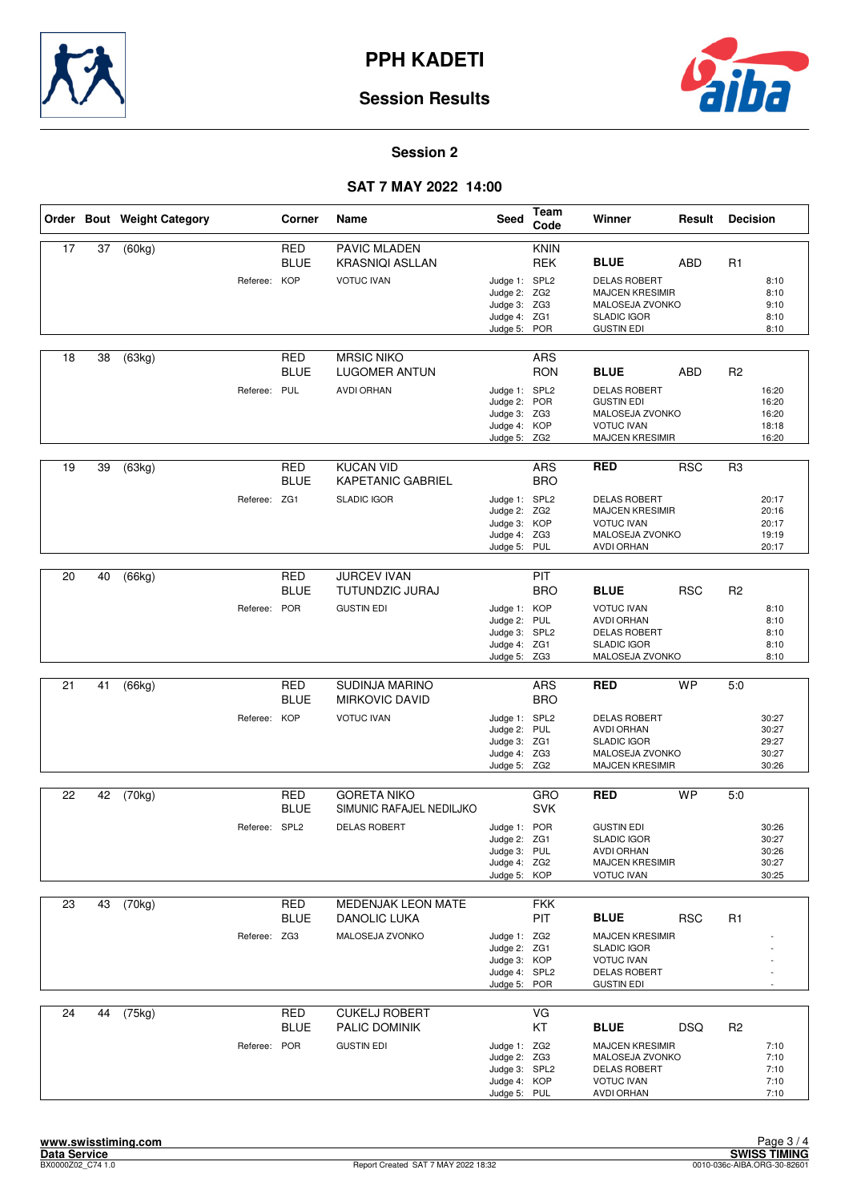# PPH KADETI

## Session Results

### Session 2

### SAT 7 MAY 2022 14:00

| Order | Bout | Weight Category | Corner | Name | Seed | Team Code | Winner | Result | Decision |
|---|---|---|---|---|---|---|---|---|---|
| 17 | 37 | (60kg) | RED | PAVIC MLADEN | | KNIN | | | |
| | | | BLUE | KRASNIQI ASLLAN | | REK | **BLUE** | ABD | R1 |
| | | Referee: | KOP | VOTUC IVAN | Judge 1: | SPL2 | DELAS ROBERT | | 8:10 |
| | | | | | Judge 2: | ZG2 | MAJCEN KRESIMIR | | 8:10 |
| | | | | | Judge 3: | ZG3 | MALOSEJA ZVONKO | | 9:10 |
| | | | | | Judge 4: | ZG1 | SLADIC IGOR | | 8:10 |
| | | | | | Judge 5: | POR | GUSTIN EDI | | 8:10 |
| 18 | 38 | (63kg) | RED | MRSIC NIKO | | ARS | | | |
| | | | BLUE | LUGOMER ANTUN | | RON | **BLUE** | ABD | R2 |
| | | Referee: | PUL | AVDI ORHAN | Judge 1: | SPL2 | DELAS ROBERT | | 16:20 |
| | | | | | Judge 2: | POR | GUSTIN EDI | | 16:20 |
| | | | | | Judge 3: | ZG3 | MALOSEJA ZVONKO | | 16:20 |
| | | | | | Judge 4: | KOP | VOTUC IVAN | | 18:18 |
| | | | | | Judge 5: | ZG2 | MAJCEN KRESIMIR | | 16:20 |
| 19 | 39 | (63kg) | RED | KUCAN VID | | ARS | **RED** | RSC | R3 |
| | | | BLUE | KAPETANIC GABRIEL | | BRO | | | |
| | | Referee: | ZG1 | SLADIC IGOR | Judge 1: | SPL2 | DELAS ROBERT | | 20:17 |
| | | | | | Judge 2: | ZG2 | MAJCEN KRESIMIR | | 20:16 |
| | | | | | Judge 3: | KOP | VOTUC IVAN | | 20:17 |
| | | | | | Judge 4: | ZG3 | MALOSEJA ZVONKO | | 19:19 |
| | | | | | Judge 5: | PUL | AVDI ORHAN | | 20:17 |
| 20 | 40 | (66kg) | RED | JURCEV IVAN | | PIT | | | |
| | | | BLUE | TUTUNDZIC JURAJ | | BRO | **BLUE** | RSC | R2 |
| | | Referee: | POR | GUSTIN EDI | Judge 1: | KOP | VOTUC IVAN | | 8:10 |
| | | | | | Judge 2: | PUL | AVDI ORHAN | | 8:10 |
| | | | | | Judge 3: | SPL2 | DELAS ROBERT | | 8:10 |
| | | | | | Judge 4: | ZG1 | SLADIC IGOR | | 8:10 |
| | | | | | Judge 5: | ZG3 | MALOSEJA ZVONKO | | 8:10 |
| 21 | 41 | (66kg) | RED | SUDINJA MARINO | | ARS | **RED** | WP | 5:0 |
| | | | BLUE | MIRKOVIC DAVID | | BRO | | | |
| | | Referee: | KOP | VOTUC IVAN | Judge 1: | SPL2 | DELAS ROBERT | | 30:27 |
| | | | | | Judge 2: | PUL | AVDI ORHAN | | 30:27 |
| | | | | | Judge 3: | ZG1 | SLADIC IGOR | | 29:27 |
| | | | | | Judge 4: | ZG3 | MALOSEJA ZVONKO | | 30:27 |
| | | | | | Judge 5: | ZG2 | MAJCEN KRESIMIR | | 30:26 |
| 22 | 42 | (70kg) | RED | GORETA NIKO | | GRO | **RED** | WP | 5:0 |
| | | | BLUE | SIMUNIC RAFAJEL NEDILJKO | | SVK | | | |
| | | Referee: | SPL2 | DELAS ROBERT | Judge 1: | POR | GUSTIN EDI | | 30:26 |
| | | | | | Judge 2: | ZG1 | SLADIC IGOR | | 30:27 |
| | | | | | Judge 3: | PUL | AVDI ORHAN | | 30:26 |
| | | | | | Judge 4: | ZG2 | MAJCEN KRESIMIR | | 30:27 |
| | | | | | Judge 5: | KOP | VOTUC IVAN | | 30:25 |
| 23 | 43 | (70kg) | RED | MEDENJAK LEON MATE | | FKK | | | |
| | | | BLUE | DANOLIC LUKA | | PIT | **BLUE** | RSC | R1 |
| | | Referee: | ZG3 | MALOSEJA ZVONKO | Judge 1: | ZG2 | MAJCEN KRESIMIR | | - |
| | | | | | Judge 2: | ZG1 | SLADIC IGOR | | - |
| | | | | | Judge 3: | KOP | VOTUC IVAN | | - |
| | | | | | Judge 4: | SPL2 | DELAS ROBERT | | - |
| | | | | | Judge 5: | POR | GUSTIN EDI | | - |
| 24 | 44 | (75kg) | RED | CUKELJ ROBERT | | VG | | | |
| | | | BLUE | PALIC DOMINIK | | KT | **BLUE** | DSQ | R2 |
| | | Referee: | POR | GUSTIN EDI | Judge 1: | ZG2 | MAJCEN KRESIMIR | | 7:10 |
| | | | | | Judge 2: | ZG3 | MALOSEJA ZVONKO | | 7:10 |
| | | | | | Judge 3: | SPL2 | DELAS ROBERT | | 7:10 |
| | | | | | Judge 4: | KOP | VOTUC IVAN | | 7:10 |
| | | | | | Judge 5: | PUL | AVDI ORHAN | | 7:10 |

www.swisstiming.com
Data Service
BX0000Z02_C74 1.0

Report Created SAT 7 MAY 2022 18:32

SWISS TIMING
0010-036c-AIBA.ORG-30-82601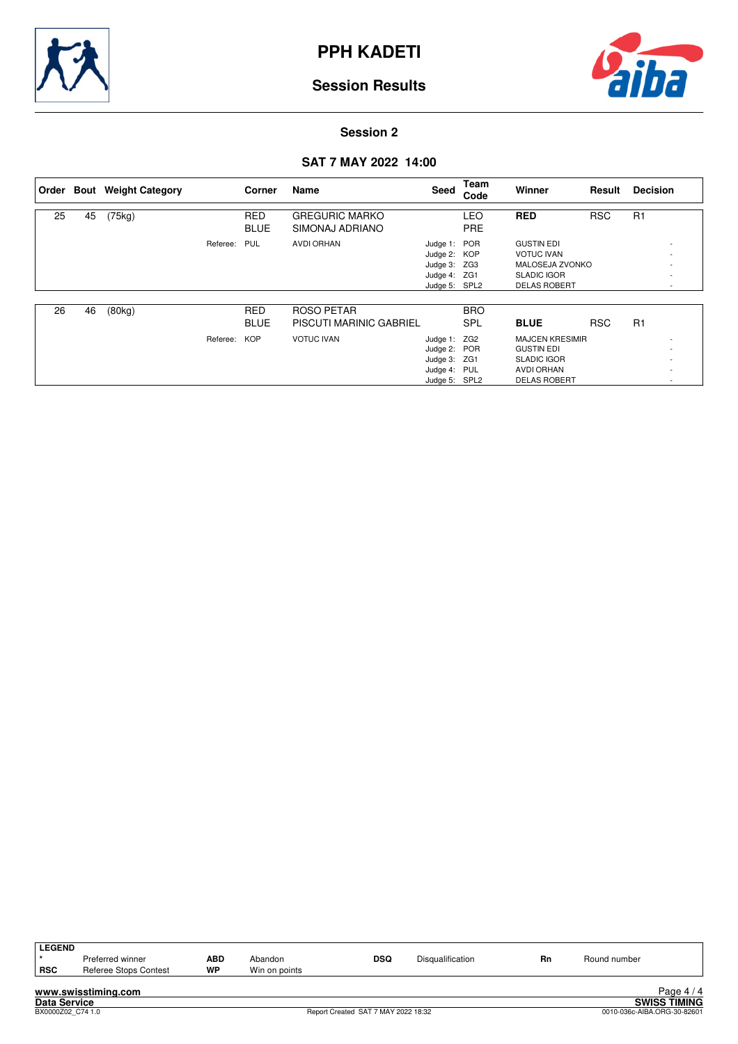# PPH KADETI

## Session Results

### Session 2

### SAT 7 MAY 2022 14:00

| Order | Bout | Weight Category | Corner | Name | Seed | Team Code | Winner | Result | Decision |
|---|---|---|---|---|---|---|---|---|---|
| 25 | 45 | (75kg) | RED | GREGURIC MARKO | | LEO | **RED** | RSC | R1 |
| | | | BLUE | SIMONAJ ADRIANO | | PRE | | | |
| | | Referee: | PUL | AVDI ORHAN | Judge 1: | POR | GUSTIN EDI | | - |
| | | | | | Judge 2: | KOP | VOTUC IVAN | | - |
| | | | | | Judge 3: | ZG3 | MALOSEJA ZVONKO | | - |
| | | | | | Judge 4: | ZG1 | SLADIC IGOR | | - |
| | | | | | Judge 5: | SPL2 | DELAS ROBERT | | - |
| 26 | 46 | (80kg) | RED | ROSO PETAR | | BRO | | | |
| | | | BLUE | PISCUTI MARINIC GABRIEL | | SPL | **BLUE** | RSC | R1 |
| | | Referee: | KOP | VOTUC IVAN | Judge 1: | ZG2 | MAJCEN KRESIMIR | | - |
| | | | | | Judge 2: | POR | GUSTIN EDI | | - |
| | | | | | Judge 3: | ZG1 | SLADIC IGOR | | - |
| | | | | | Judge 4: | PUL | AVDI ORHAN | | - |
| | | | | | Judge 5: | SPL2 | DELAS ROBERT | | - |

| LEGEND | | | | | | | |
|---|---|---|---|---|---|---|---|
| * | Preferred winner | ABD | Abandon | DSQ | Disqualification | Rn | Round number |
| RSC | Referee Stops Contest | WP | Win on points | | | | |

www.swisstiming.com

Data Service

BX0000Z02_C74 1.0

Report Created SAT 7 MAY 2022 18:32

SWISS TIMING

0010-036c-AIBA.ORG-30-82601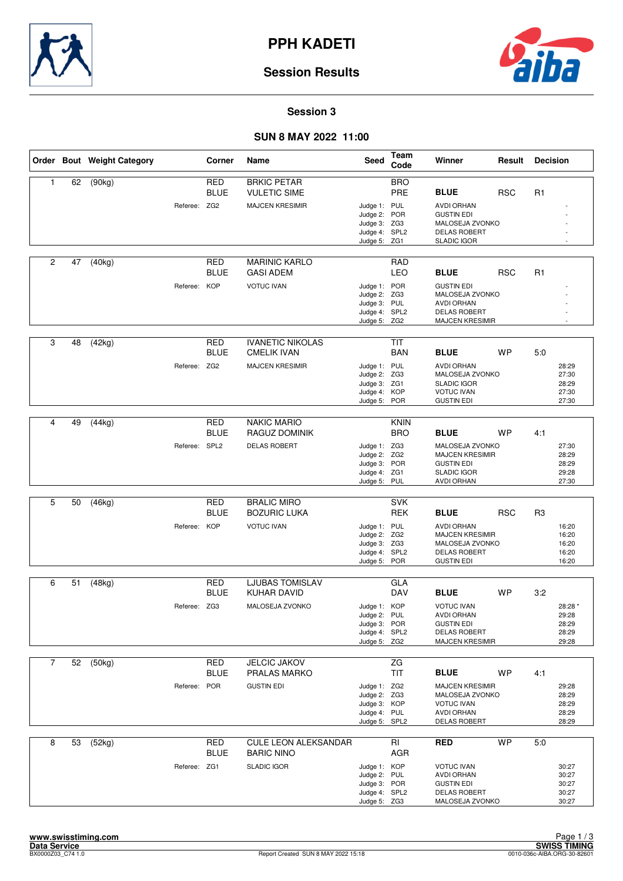# PPH KADETI

## Session Results

### Session 3

### SUN 8 MAY 2022 11:00

| Order | Bout | Weight Category | Corner | Name | Seed | Team Code | Winner | Result | Decision | |
|---|---|---|---|---|---|---|---|---|---|---|
| 1 | 62 | (90kg) | RED | BRKIC PETAR | | BRO | | | | |
| | | | BLUE | VULETIC SIME | | PRE | **BLUE** | RSC | R1 | |
| | | Referee: | ZG2 | MAJCEN KRESIMIR | Judge 1: | PUL | AVDI ORHAN | | | - |
| | | | | | Judge 2: | POR | GUSTIN EDI | | | - |
| | | | | | Judge 3: | ZG3 | MALOSEJA ZVONKO | | | - |
| | | | | | Judge 4: | SPL2 | DELAS ROBERT | | | - |
| | | | | | Judge 5: | ZG1 | SLADIC IGOR | | | - |
| 2 | 47 | (40kg) | RED | MARINIC KARLO | | RAD | | | | |
| | | | BLUE | GASI ADEM | | LEO | **BLUE** | RSC | R1 | |
| | | Referee: | KOP | VOTUC IVAN | Judge 1: | POR | GUSTIN EDI | | | - |
| | | | | | Judge 2: | ZG3 | MALOSEJA ZVONKO | | | - |
| | | | | | Judge 3: | PUL | AVDI ORHAN | | | - |
| | | | | | Judge 4: | SPL2 | DELAS ROBERT | | | - |
| | | | | | Judge 5: | ZG2 | MAJCEN KRESIMIR | | | - |
| 3 | 48 | (42kg) | RED | IVANETIC NIKOLAS | | TIT | | | | |
| | | | BLUE | CMELIK IVAN | | BAN | **BLUE** | WP | 5:0 | |
| | | Referee: | ZG2 | MAJCEN KRESIMIR | Judge 1: | PUL | AVDI ORHAN | | | 28:29 |
| | | | | | Judge 2: | ZG3 | MALOSEJA ZVONKO | | | 27:30 |
| | | | | | Judge 3: | ZG1 | SLADIC IGOR | | | 28:29 |
| | | | | | Judge 4: | KOP | VOTUC IVAN | | | 27:30 |
| | | | | | Judge 5: | POR | GUSTIN EDI | | | 27:30 |
| 4 | 49 | (44kg) | RED | NAKIC MARIO | | KNIN | | | | |
| | | | BLUE | RAGUZ DOMINIK | | BRO | **BLUE** | WP | 4:1 | |
| | | Referee: | SPL2 | DELAS ROBERT | Judge 1: | ZG3 | MALOSEJA ZVONKO | | | 27:30 |
| | | | | | Judge 2: | ZG2 | MAJCEN KRESIMIR | | | 28:29 |
| | | | | | Judge 3: | POR | GUSTIN EDI | | | 28:29 |
| | | | | | Judge 4: | ZG1 | SLADIC IGOR | | | 29:28 |
| | | | | | Judge 5: | PUL | AVDI ORHAN | | | 27:30 |
| 5 | 50 | (46kg) | RED | BRALIC MIRO | | SVK | | | | |
| | | | BLUE | BOZURIC LUKA | | REK | **BLUE** | RSC | R3 | |
| | | Referee: | KOP | VOTUC IVAN | Judge 1: | PUL | AVDI ORHAN | | | 16:20 |
| | | | | | Judge 2: | ZG2 | MAJCEN KRESIMIR | | | 16:20 |
| | | | | | Judge 3: | ZG3 | MALOSEJA ZVONKO | | | 16:20 |
| | | | | | Judge 4: | SPL2 | DELAS ROBERT | | | 16:20 |
| | | | | | Judge 5: | POR | GUSTIN EDI | | | 16:20 |
| 6 | 51 | (48kg) | RED | LJUBAS TOMISLAV | | GLA | | | | |
| | | | BLUE | KUHAR DAVID | | DAV | **BLUE** | WP | 3:2 | |
| | | Referee: | ZG3 | MALOSEJA ZVONKO | Judge 1: | KOP | VOTUC IVAN | | | 28:28 * |
| | | | | | Judge 2: | PUL | AVDI ORHAN | | | 29:28 |
| | | | | | Judge 3: | POR | GUSTIN EDI | | | 28:29 |
| | | | | | Judge 4: | SPL2 | DELAS ROBERT | | | 28:29 |
| | | | | | Judge 5: | ZG2 | MAJCEN KRESIMIR | | | 29:28 |
| 7 | 52 | (50kg) | RED | JELCIC JAKOV | | ZG | | | | |
| | | | BLUE | PRALAS MARKO | | TIT | **BLUE** | WP | 4:1 | |
| | | Referee: | POR | GUSTIN EDI | Judge 1: | ZG2 | MAJCEN KRESIMIR | | | 29:28 |
| | | | | | Judge 2: | ZG3 | MALOSEJA ZVONKO | | | 28:29 |
| | | | | | Judge 3: | KOP | VOTUC IVAN | | | 28:29 |
| | | | | | Judge 4: | PUL | AVDI ORHAN | | | 28:29 |
| | | | | | Judge 5: | SPL2 | DELAS ROBERT | | | 28:29 |
| 8 | 53 | (52kg) | RED | CULE LEON ALEKSANDAR | | RI | **RED** | WP | 5:0 | |
| | | | BLUE | BARIC NINO | | AGR | | | | |
| | | Referee: | ZG1 | SLADIC IGOR | Judge 1: | KOP | VOTUC IVAN | | | 30:27 |
| | | | | | Judge 2: | PUL | AVDI ORHAN | | | 30:27 |
| | | | | | Judge 3: | POR | GUSTIN EDI | | | 30:27 |
| | | | | | Judge 4: | SPL2 | DELAS ROBERT | | | 30:27 |
| | | | | | Judge 5: | ZG3 | MALOSEJA ZVONKO | | | 30:27 |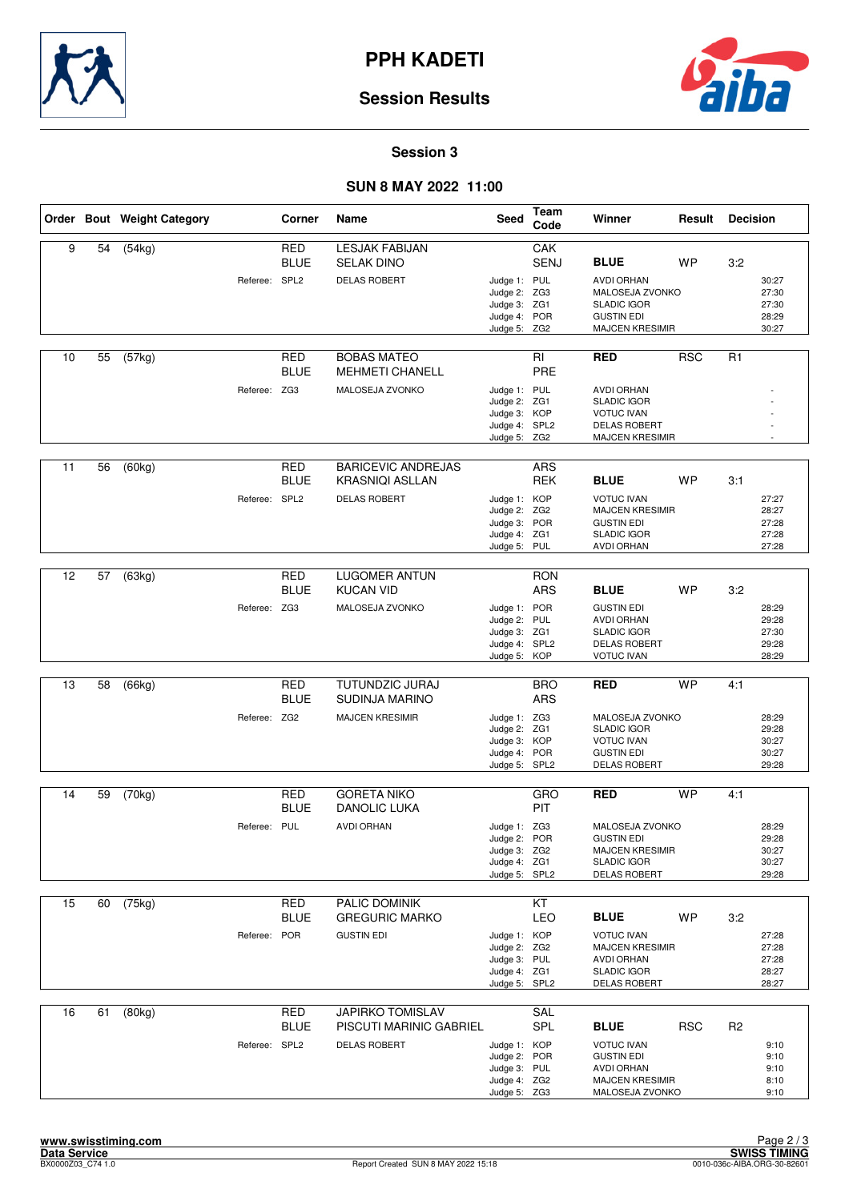# PPH KADETI

## Session Results

### Session 3

### SUN 8 MAY 2022 11:00

| Order | Bout | Weight Category | Corner | Name | Seed | Team Code | Winner | Result | Decision |
|---|---|---|---|---|---|---|---|---|---|
| 9 | 54 | (54kg) | RED | LESJAK FABIJAN | | CAK | | | |
| | | | BLUE | SELAK DINO | | SENJ | **BLUE** | WP | 3:2 |
| | | Referee: | SPL2 | DELAS ROBERT | Judge 1: | PUL | AVDI ORHAN | | 30:27 |
| | | | | | Judge 2: | ZG3 | MALOSEJA ZVONKO | | 27:30 |
| | | | | | Judge 3: | ZG1 | SLADIC IGOR | | 27:30 |
| | | | | | Judge 4: | POR | GUSTIN EDI | | 28:29 |
| | | | | | Judge 5: | ZG2 | MAJCEN KRESIMIR | | 30:27 |
| 10 | 55 | (57kg) | RED | BOBAS MATEO | | RI | **RED** | RSC | R1 |
| | | | BLUE | MEHMETI CHANELL | | PRE | | | |
| | | Referee: | ZG3 | MALOSEJA ZVONKO | Judge 1: | PUL | AVDI ORHAN | | - |
| | | | | | Judge 2: | ZG1 | SLADIC IGOR | | - |
| | | | | | Judge 3: | KOP | VOTUC IVAN | | - |
| | | | | | Judge 4: | SPL2 | DELAS ROBERT | | - |
| | | | | | Judge 5: | ZG2 | MAJCEN KRESIMIR | | - |
| 11 | 56 | (60kg) | RED | BARICEVIC ANDREJAS | | ARS | | | |
| | | | BLUE | KRASNIQI ASLLAN | | REK | **BLUE** | WP | 3:1 |
| | | Referee: | SPL2 | DELAS ROBERT | Judge 1: | KOP | VOTUC IVAN | | 27:27 |
| | | | | | Judge 2: | ZG2 | MAJCEN KRESIMIR | | 28:27 |
| | | | | | Judge 3: | POR | GUSTIN EDI | | 27:28 |
| | | | | | Judge 4: | ZG1 | SLADIC IGOR | | 27:28 |
| | | | | | Judge 5: | PUL | AVDI ORHAN | | 27:28 |
| 12 | 57 | (63kg) | RED | LUGOMER ANTUN | | RON | | | |
| | | | BLUE | KUCAN VID | | ARS | **BLUE** | WP | 3:2 |
| | | Referee: | ZG3 | MALOSEJA ZVONKO | Judge 1: | POR | GUSTIN EDI | | 28:29 |
| | | | | | Judge 2: | PUL | AVDI ORHAN | | 29:28 |
| | | | | | Judge 3: | ZG1 | SLADIC IGOR | | 27:30 |
| | | | | | Judge 4: | SPL2 | DELAS ROBERT | | 29:28 |
| | | | | | Judge 5: | KOP | VOTUC IVAN | | 28:29 |
| 13 | 58 | (66kg) | RED | TUTUNDZIC JURAJ | | BRO | **RED** | WP | 4:1 |
| | | | BLUE | SUDINJA MARINO | | ARS | | | |
| | | Referee: | ZG2 | MAJCEN KRESIMIR | Judge 1: | ZG3 | MALOSEJA ZVONKO | | 28:29 |
| | | | | | Judge 2: | ZG1 | SLADIC IGOR | | 29:28 |
| | | | | | Judge 3: | KOP | VOTUC IVAN | | 30:27 |
| | | | | | Judge 4: | POR | GUSTIN EDI | | 30:27 |
| | | | | | Judge 5: | SPL2 | DELAS ROBERT | | 29:28 |
| 14 | 59 | (70kg) | RED | GORETA NIKO | | GRO | **RED** | WP | 4:1 |
| | | | BLUE | DANOLIC LUKA | | PIT | | | |
| | | Referee: | PUL | AVDI ORHAN | Judge 1: | ZG3 | MALOSEJA ZVONKO | | 28:29 |
| | | | | | Judge 2: | POR | GUSTIN EDI | | 29:28 |
| | | | | | Judge 3: | ZG2 | MAJCEN KRESIMIR | | 30:27 |
| | | | | | Judge 4: | ZG1 | SLADIC IGOR | | 30:27 |
| | | | | | Judge 5: | SPL2 | DELAS ROBERT | | 29:28 |
| 15 | 60 | (75kg) | RED | PALIC DOMINIK | | KT | | | |
| | | | BLUE | GREGURIC MARKO | | LEO | **BLUE** | WP | 3:2 |
| | | Referee: | POR | GUSTIN EDI | Judge 1: | KOP | VOTUC IVAN | | 27:28 |
| | | | | | Judge 2: | ZG2 | MAJCEN KRESIMIR | | 27:28 |
| | | | | | Judge 3: | PUL | AVDI ORHAN | | 27:28 |
| | | | | | Judge 4: | ZG1 | SLADIC IGOR | | 28:27 |
| | | | | | Judge 5: | SPL2 | DELAS ROBERT | | 28:27 |
| 16 | 61 | (80kg) | RED | JAPIRKO TOMISLAV | | SAL | | | |
| | | | BLUE | PISCUTI MARINIC GABRIEL | | SPL | **BLUE** | RSC | R2 |
| | | Referee: | SPL2 | DELAS ROBERT | Judge 1: | KOP | VOTUC IVAN | | 9:10 |
| | | | | | Judge 2: | POR | GUSTIN EDI | | 9:10 |
| | | | | | Judge 3: | PUL | AVDI ORHAN | | 9:10 |
| | | | | | Judge 4: | ZG2 | MAJCEN KRESIMIR | | 8:10 |
| | | | | | Judge 5: | ZG3 | MALOSEJA ZVONKO | | 9:10 |

**www.swisstiming.com**
**Data Service**
BX0000Z03_C74 1.0

Report Created SUN 8 MAY 2022 15:18

**SWISS TIMING**
0010-036c-AIBA.ORG-30-82601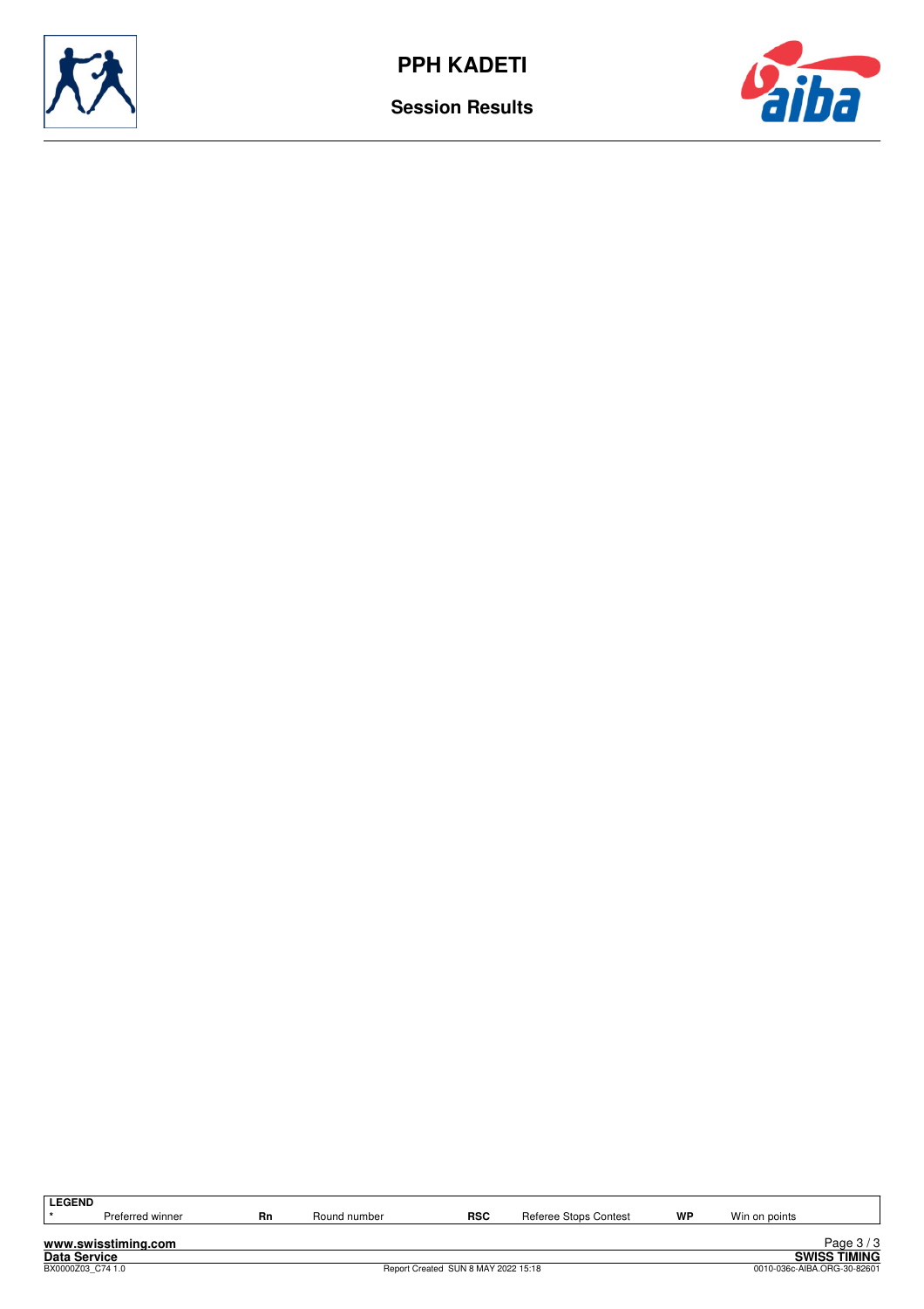# PPH KADETI

## Session Results

| LEGEND | | | | | | | |
|---|---|---|---|---|---|---|---|
| * | Preferred winner | Rn | Round number | RSC | Referee Stops Contest | WP | Win on points |